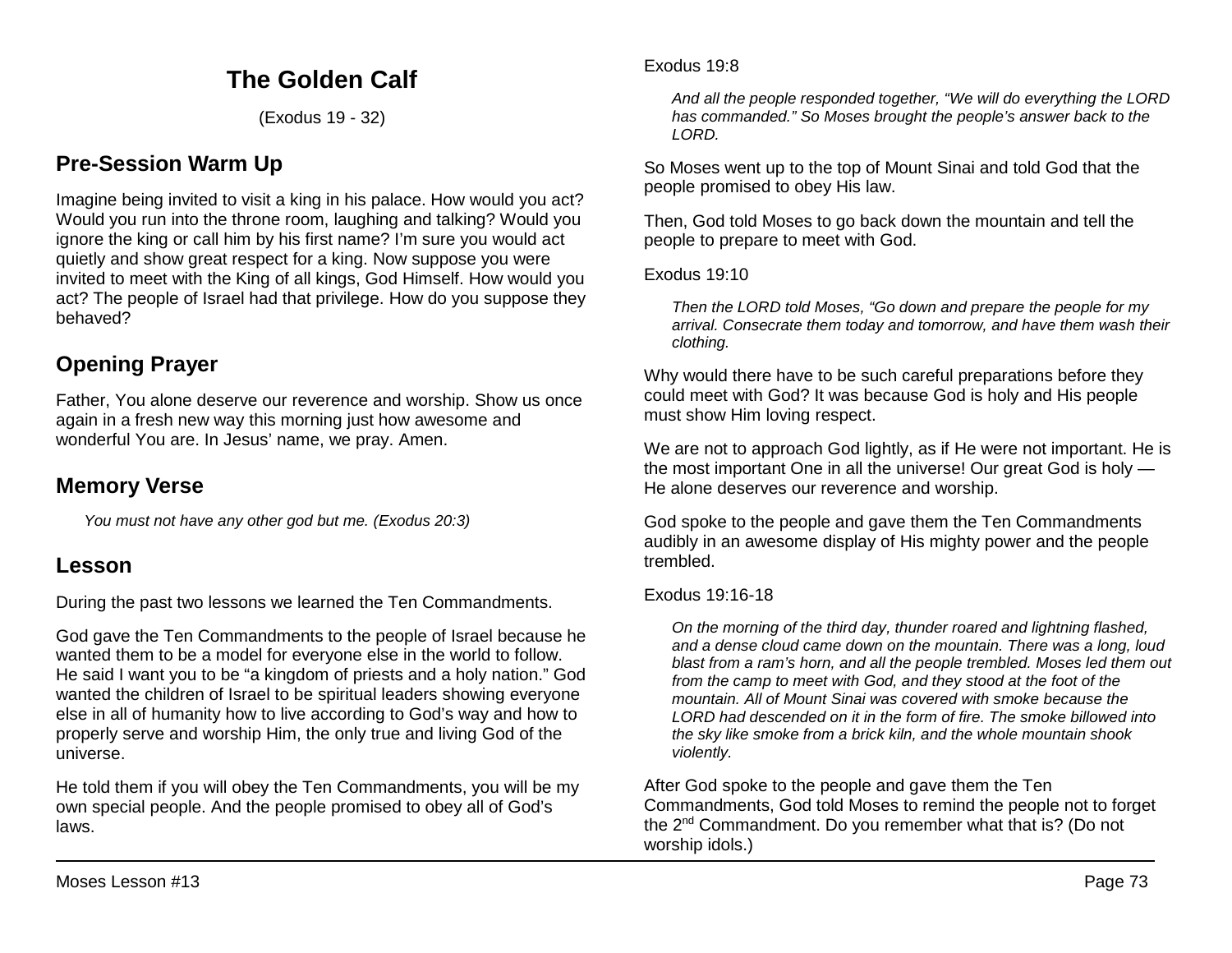# The Golden Calf

(Exodus 19 - 32)

## Pre-Session Warm Up

Imagine being invited to visit a king in his palace. How would you act? Would you run into the throne room, laughing and talking? Would you ignore the king or call him by his first name? I'm sure you would act quietly and show great respect for a king. Now suppose you were invited to meet with the King of all kings, God Himself. How would you act? The people of Israel had that privilege. How do you suppose they behaved?

## Opening Prayer

Father, You alone deserve our reverence and worship. Show us once again in a fresh new way this morning just how awesome and wonderful You are. In Jesus' name, we pray. Amen.

## Memory Verse

> *You must not have any other god but me. (Exodus 20:3)*

## Lesson

During the past two lessons we learned the Ten Commandments.

God gave the Ten Commandments to the people of Israel because he wanted them to be a model for everyone else in the world to follow. He said I want you to be "a kingdom of priests and a holy nation." God wanted the children of Israel to be spiritual leaders showing everyone else in all of humanity how to live according to God's way and how to properly serve and worship Him, the only true and living God of the universe.

He told them if you will obey the Ten Commandments, you will be my own special people. And the people promised to obey all of God's laws.

Exodus 19:8

> *And all the people responded together, "We will do everything the LORD has commanded." So Moses brought the people's answer back to the LORD.*

So Moses went up to the top of Mount Sinai and told God that the people promised to obey His law.

Then, God told Moses to go back down the mountain and tell the people to prepare to meet with God.

Exodus 19:10

> *Then the LORD told Moses, "Go down and prepare the people for my arrival. Consecrate them today and tomorrow, and have them wash their clothing.*

Why would there have to be such careful preparations before they could meet with God? It was because God is holy and His people must show Him loving respect.

We are not to approach God lightly, as if He were not important. He is the most important One in all the universe! Our great God is holy — He alone deserves our reverence and worship.

God spoke to the people and gave them the Ten Commandments audibly in an awesome display of His mighty power and the people trembled.

Exodus 19:16-18

> *On the morning of the third day, thunder roared and lightning flashed, and a dense cloud came down on the mountain. There was a long, loud blast from a ram's horn, and all the people trembled. Moses led them out from the camp to meet with God, and they stood at the foot of the mountain. All of Mount Sinai was covered with smoke because the LORD had descended on it in the form of fire. The smoke billowed into the sky like smoke from a brick kiln, and the whole mountain shook violently.*

After God spoke to the people and gave them the Ten Commandments, God told Moses to remind the people not to forget the 2nd Commandment. Do you remember what that is? (Do not worship idols.)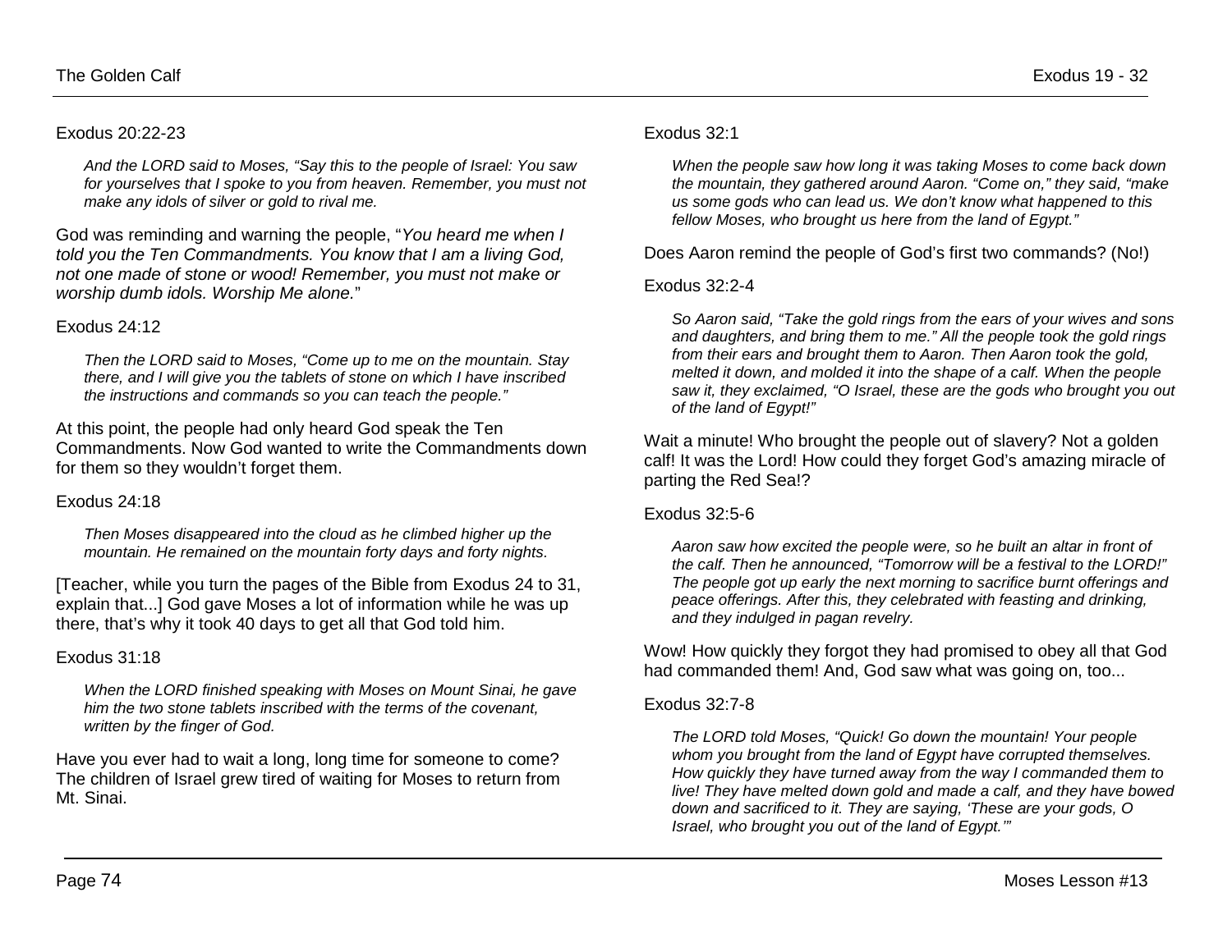Exodus 20:22-23

> *And the LORD said to Moses, "Say this to the people of Israel: You saw for yourselves that I spoke to you from heaven. Remember, you must not make any idols of silver or gold to rival me.*

God was reminding and warning the people, "*You heard me when I told you the Ten Commandments. You know that I am a living God, not one made of stone or wood! Remember, you must not make or worship dumb idols. Worship Me alone.*"

Exodus 24:12

> *Then the LORD said to Moses, "Come up to me on the mountain. Stay there, and I will give you the tablets of stone on which I have inscribed the instructions and commands so you can teach the people."*

At this point, the people had only heard God speak the Ten Commandments. Now God wanted to write the Commandments down for them so they wouldn't forget them.

Exodus 24:18

> *Then Moses disappeared into the cloud as he climbed higher up the mountain. He remained on the mountain forty days and forty nights.*

[Teacher, while you turn the pages of the Bible from Exodus 24 to 31, explain that...] God gave Moses a lot of information while he was up there, that's why it took 40 days to get all that God told him.

Exodus 31:18

> *When the LORD finished speaking with Moses on Mount Sinai, he gave him the two stone tablets inscribed with the terms of the covenant, written by the finger of God.*

Have you ever had to wait a long, long time for someone to come? The children of Israel grew tired of waiting for Moses to return from Mt. Sinai.

Exodus 32:1

> *When the people saw how long it was taking Moses to come back down the mountain, they gathered around Aaron. "Come on," they said, "make us some gods who can lead us. We don't know what happened to this fellow Moses, who brought us here from the land of Egypt."*

Does Aaron remind the people of God's first two commands? (No!)

Exodus 32:2-4

> *So Aaron said, "Take the gold rings from the ears of your wives and sons and daughters, and bring them to me." All the people took the gold rings from their ears and brought them to Aaron. Then Aaron took the gold, melted it down, and molded it into the shape of a calf. When the people saw it, they exclaimed, "O Israel, these are the gods who brought you out of the land of Egypt!"*

Wait a minute! Who brought the people out of slavery? Not a golden calf! It was the Lord! How could they forget God's amazing miracle of parting the Red Sea!?

Exodus 32:5-6

> *Aaron saw how excited the people were, so he built an altar in front of the calf. Then he announced, "Tomorrow will be a festival to the LORD!" The people got up early the next morning to sacrifice burnt offerings and peace offerings. After this, they celebrated with feasting and drinking, and they indulged in pagan revelry.*

Wow! How quickly they forgot they had promised to obey all that God had commanded them! And, God saw what was going on, too...

Exodus 32:7-8

> *The LORD told Moses, "Quick! Go down the mountain! Your people whom you brought from the land of Egypt have corrupted themselves. How quickly they have turned away from the way I commanded them to live! They have melted down gold and made a calf, and they have bowed down and sacrificed to it. They are saying, 'These are your gods, O Israel, who brought you out of the land of Egypt.'"*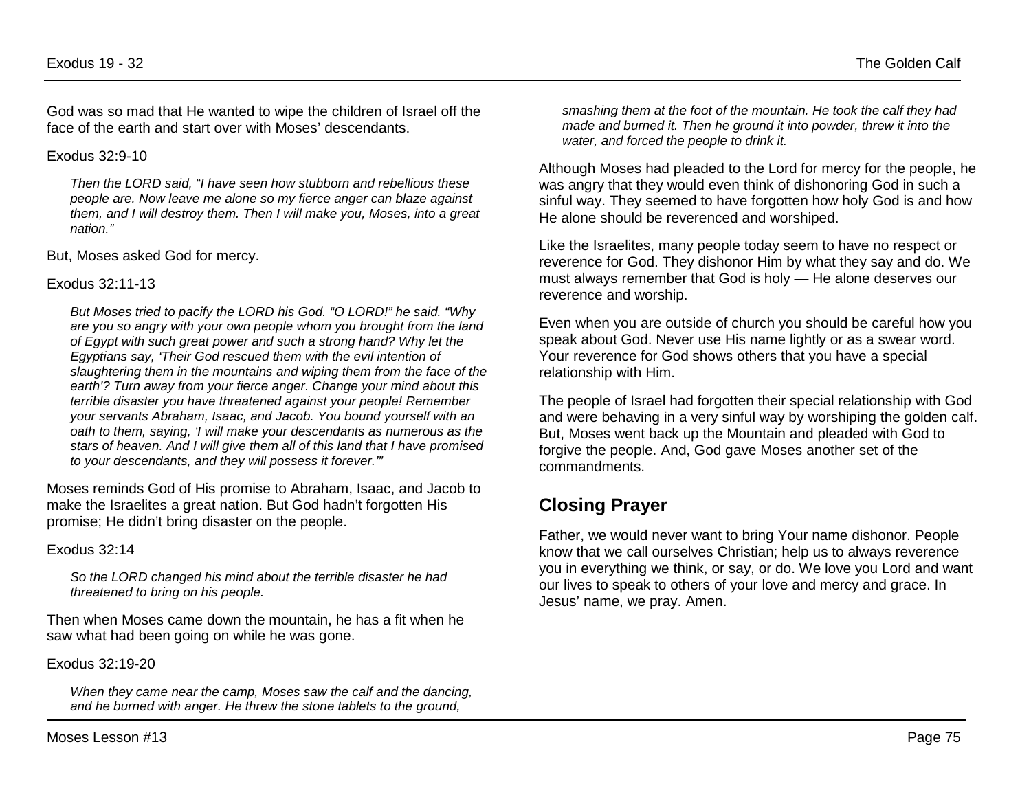God was so mad that He wanted to wipe the children of Israel off the face of the earth and start over with Moses' descendants.

Exodus 32:9-10

> *Then the LORD said, "I have seen how stubborn and rebellious these people are. Now leave me alone so my fierce anger can blaze against them, and I will destroy them. Then I will make you, Moses, into a great nation."*

But, Moses asked God for mercy.

Exodus 32:11-13

> *But Moses tried to pacify the LORD his God. "O LORD!" he said. "Why are you so angry with your own people whom you brought from the land of Egypt with such great power and such a strong hand? Why let the Egyptians say, 'Their God rescued them with the evil intention of slaughtering them in the mountains and wiping them from the face of the earth'? Turn away from your fierce anger. Change your mind about this terrible disaster you have threatened against your people! Remember your servants Abraham, Isaac, and Jacob. You bound yourself with an oath to them, saying, 'I will make your descendants as numerous as the stars of heaven. And I will give them all of this land that I have promised to your descendants, and they will possess it forever.'"*

Moses reminds God of His promise to Abraham, Isaac, and Jacob to make the Israelites a great nation. But God hadn't forgotten His promise; He didn't bring disaster on the people.

Exodus 32:14

> *So the LORD changed his mind about the terrible disaster he had threatened to bring on his people.*

Then when Moses came down the mountain, he has a fit when he saw what had been going on while he was gone.

Exodus 32:19-20

> *When they came near the camp, Moses saw the calf and the dancing, and he burned with anger. He threw the stone tablets to the ground, smashing them at the foot of the mountain. He took the calf they had made and burned it. Then he ground it into powder, threw it into the water, and forced the people to drink it.*

Although Moses had pleaded to the Lord for mercy for the people, he was angry that they would even think of dishonoring God in such a sinful way. They seemed to have forgotten how holy God is and how He alone should be reverenced and worshiped.

Like the Israelites, many people today seem to have no respect or reverence for God. They dishonor Him by what they say and do. We must always remember that God is holy — He alone deserves our reverence and worship.

Even when you are outside of church you should be careful how you speak about God. Never use His name lightly or as a swear word. Your reverence for God shows others that you have a special relationship with Him.

The people of Israel had forgotten their special relationship with God and were behaving in a very sinful way by worshiping the golden calf. But, Moses went back up the Mountain and pleaded with God to forgive the people. And, God gave Moses another set of the commandments.

## Closing Prayer

Father, we would never want to bring Your name dishonor. People know that we call ourselves Christian; help us to always reverence you in everything we think, or say, or do. We love you Lord and want our lives to speak to others of your love and mercy and grace. In Jesus' name, we pray. Amen.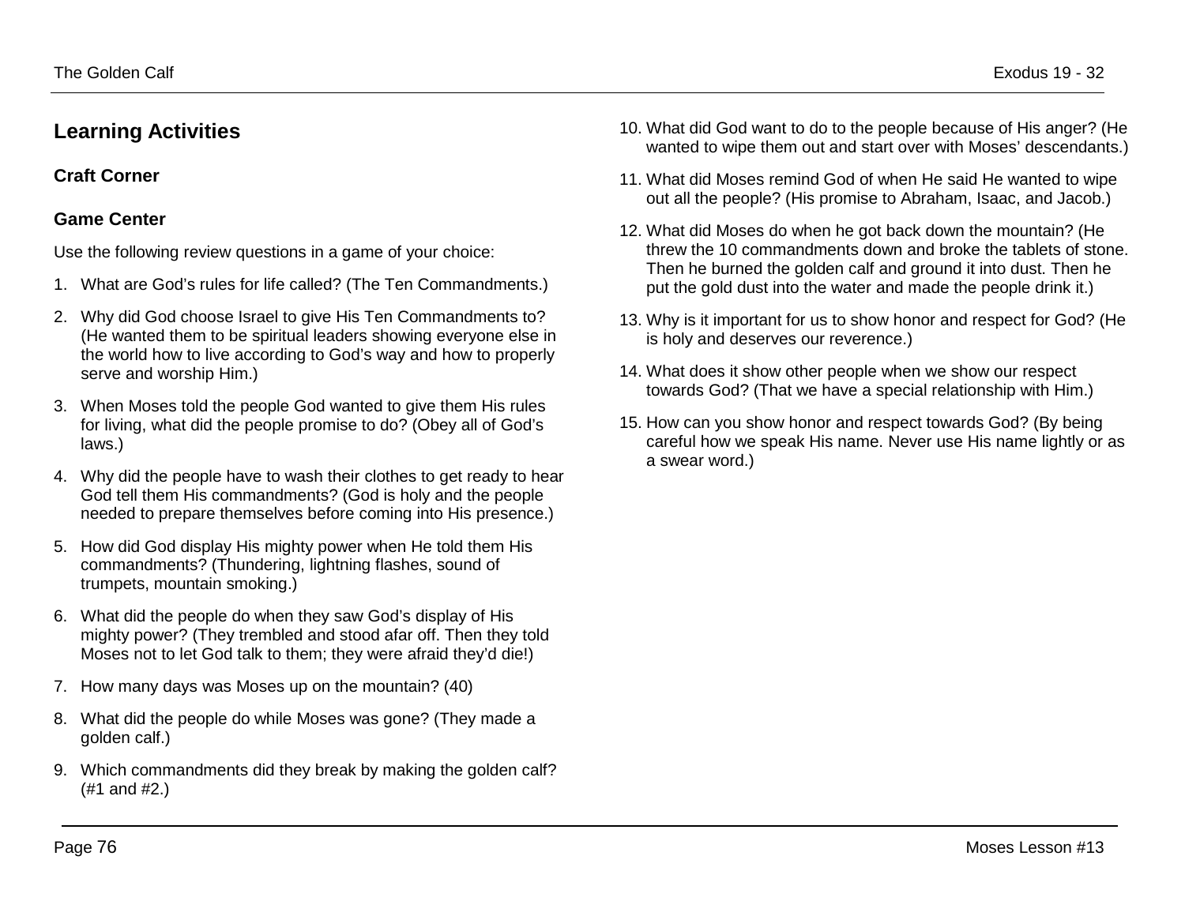## Learning Activities

### Craft Corner

### Game Center

Use the following review questions in a game of your choice:

1. What are God's rules for life called? (The Ten Commandments.)
2. Why did God choose Israel to give His Ten Commandments to? (He wanted them to be spiritual leaders showing everyone else in the world how to live according to God's way and how to properly serve and worship Him.)
3. When Moses told the people God wanted to give them His rules for living, what did the people promise to do? (Obey all of God's laws.)
4. Why did the people have to wash their clothes to get ready to hear God tell them His commandments? (God is holy and the people needed to prepare themselves before coming into His presence.)
5. How did God display His mighty power when He told them His commandments? (Thundering, lightning flashes, sound of trumpets, mountain smoking.)
6. What did the people do when they saw God's display of His mighty power? (They trembled and stood afar off. Then they told Moses not to let God talk to them; they were afraid they'd die!)
7. How many days was Moses up on the mountain? (40)
8. What did the people do while Moses was gone? (They made a golden calf.)
9. Which commandments did they break by making the golden calf? (#1 and #2.)
10. What did God want to do to the people because of His anger? (He wanted to wipe them out and start over with Moses' descendants.)
11. What did Moses remind God of when He said He wanted to wipe out all the people? (His promise to Abraham, Isaac, and Jacob.)
12. What did Moses do when he got back down the mountain? (He threw the 10 commandments down and broke the tablets of stone. Then he burned the golden calf and ground it into dust. Then he put the gold dust into the water and made the people drink it.)
13. Why is it important for us to show honor and respect for God? (He is holy and deserves our reverence.)
14. What does it show other people when we show our respect towards God? (That we have a special relationship with Him.)
15. How can you show honor and respect towards God? (By being careful how we speak His name. Never use His name lightly or as a swear word.)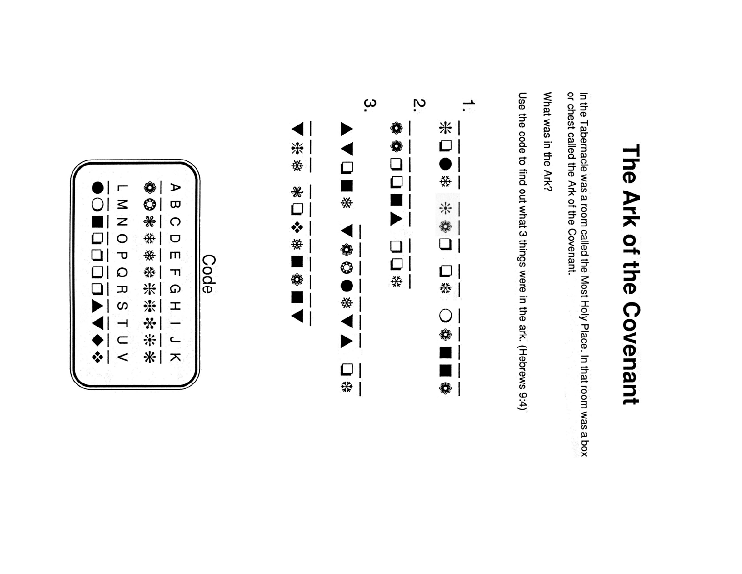# The Ark of the Covenant

In the Tabernacle was a room called the Most Holy Place. In that room was a box or chest called the Ark of the Covenant.

What was in the Ark?

Use the code to find out what 3 things were in the ark. (Hebrews 9:4)

1. \_\_\_ \_\_\_ \_\_\_ \_\_\_  \_\_\_ \_\_\_ \_\_\_  \_\_\_ \_\_\_  \_\_\_ \_\_\_ \_\_\_ \_\_\_ \_\_\_

2. \_\_\_ \_\_\_ \_\_\_ \_\_\_ \_\_\_ \_\_\_  \_\_\_ \_\_\_ \_\_\_

3. \_\_\_ \_\_\_ \_\_\_ \_\_\_ \_\_\_  \_\_\_ \_\_\_ \_\_\_ \_\_\_ \_\_\_ \_\_\_ \_\_\_  \_\_\_ \_\_\_

   \_\_\_ \_\_\_ \_\_\_  \_\_\_ \_\_\_ \_\_\_ \_\_\_ \_\_\_ \_\_\_ \_\_\_ \_\_\_

## Code

| A | B | C | D | E | F | G | H | I | J | K |
|---|---|---|---|---|---|---|---|---|---|---|
| | | | | | | | | | | |

| L | M | N | O | P | Q | R | S | T | U | V |
|---|---|---|---|---|---|---|---|---|---|---|
| | | | | | | | | | | |